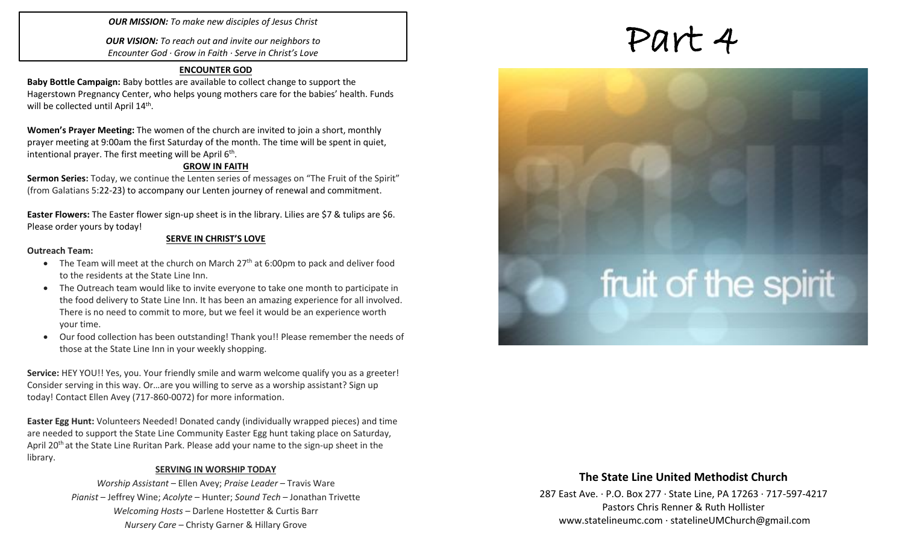***OUR MISSION:*** *To make new disciples of Jesus Christ*

***OUR VISION:*** *To reach out and invite our neighbors to Encounter God · Grow in Faith · Serve in Christ's Love*

## ENCOUNTER GOD

**Baby Bottle Campaign:** Baby bottles are available to collect change to support the Hagerstown Pregnancy Center, who helps young mothers care for the babies' health. Funds will be collected until April 14th.

**Women's Prayer Meeting:** The women of the church are invited to join a short, monthly prayer meeting at 9:00am the first Saturday of the month. The time will be spent in quiet, intentional prayer. The first meeting will be April 6th.

## GROW IN FAITH

**Sermon Series:** Today, we continue the Lenten series of messages on "The Fruit of the Spirit" (from Galatians 5:22-23) to accompany our Lenten journey of renewal and commitment.

**Easter Flowers:** The Easter flower sign-up sheet is in the library. Lilies are $7 & tulips are $6. Please order yours by today!

## SERVE IN CHRIST'S LOVE

**Outreach Team:**

- The Team will meet at the church on March 27th at 6:00pm to pack and deliver food to the residents at the State Line Inn.
- The Outreach team would like to invite everyone to take one month to participate in the food delivery to State Line Inn. It has been an amazing experience for all involved. There is no need to commit to more, but we feel it would be an experience worth your time.
- Our food collection has been outstanding! Thank you!! Please remember the needs of those at the State Line Inn in your weekly shopping.

**Service:** HEY YOU!! Yes, you. Your friendly smile and warm welcome qualify you as a greeter! Consider serving in this way. Or…are you willing to serve as a worship assistant? Sign up today! Contact Ellen Avey (717-860-0072) for more information.

**Easter Egg Hunt:** Volunteers Needed! Donated candy (individually wrapped pieces) and time are needed to support the State Line Community Easter Egg hunt taking place on Saturday, April 20th at the State Line Ruritan Park. Please add your name to the sign-up sheet in the library.

## SERVING IN WORSHIP TODAY

*Worship Assistant* – Ellen Avey; *Praise Leader* – Travis Ware
*Pianist* – Jeffrey Wine; *Acolyte* – Hunter; *Sound Tech* – Jonathan Trivette
*Welcoming Hosts* – Darlene Hostetter & Curtis Barr
*Nursery Care* – Christy Garner & Hillary Grove

# Part 4

fruit of the spirit

## The State Line United Methodist Church

287 East Ave. · P.O. Box 277 · State Line, PA 17263 · 717-597-4217
Pastors Chris Renner & Ruth Hollister
www.statelineumc.com · statelineUMChurch@gmail.com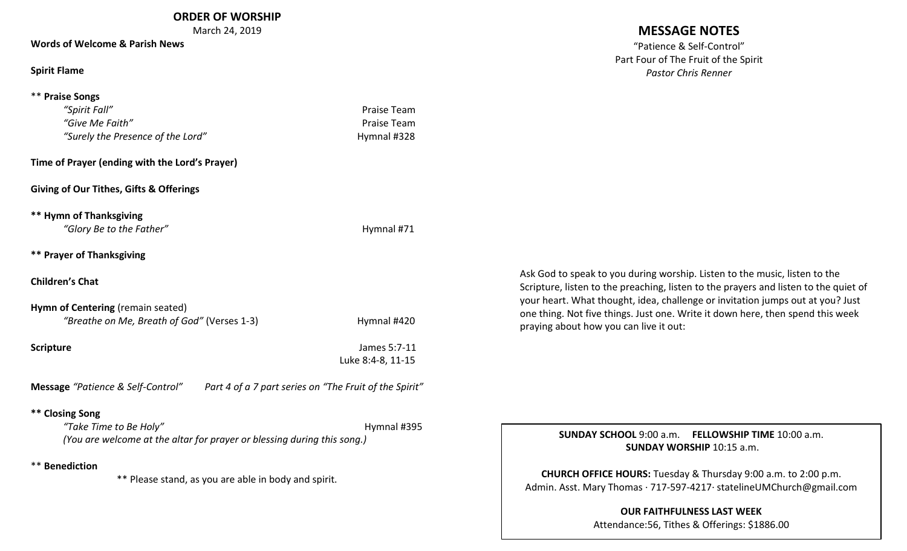## ORDER OF WORSHIP

March 24, 2019

**Words of Welcome & Parish News**

**Spirit Flame**

\*\* **Praise Songs**

*"Spirit Fall"* — Praise Team
*"Give Me Faith"* — Praise Team
*"Surely the Presence of the Lord"* — Hymnal #328

**Time of Prayer (ending with the Lord's Prayer)**

**Giving of Our Tithes, Gifts & Offerings**

**\*\* Hymn of Thanksgiving**

*"Glory Be to the Father"* — Hymnal #71

**\*\* Prayer of Thanksgiving**

**Children's Chat**

**Hymn of Centering** (remain seated)

*"Breathe on Me, Breath of God"* (Verses 1-3) — Hymnal #420

**Scripture** — James 5:7-11
Luke 8:4-8, 11-15

**Message** *"Patience & Self-Control"* *Part 4 of a 7 part series on "The Fruit of the Spirit"*

**\*\* Closing Song**

*"Take Time to Be Holy"* — Hymnal #395
*(You are welcome at the altar for prayer or blessing during this song.)*

\*\* **Benediction**

\*\* Please stand, as you are able in body and spirit.

## MESSAGE NOTES

"Patience & Self-Control"
Part Four of The Fruit of the Spirit
*Pastor Chris Renner*

Ask God to speak to you during worship. Listen to the music, listen to the Scripture, listen to the preaching, listen to the prayers and listen to the quiet of your heart. What thought, idea, challenge or invitation jumps out at you? Just one thing. Not five things. Just one. Write it down here, then spend this week praying about how you can live it out:

**SUNDAY SCHOOL** 9:00 a.m. **FELLOWSHIP TIME** 10:00 a.m.
**SUNDAY WORSHIP** 10:15 a.m.

**CHURCH OFFICE HOURS:** Tuesday & Thursday 9:00 a.m. to 2:00 p.m.
Admin. Asst. Mary Thomas · 717-597-4217· statelineUMChurch@gmail.com

**OUR FAITHFULNESS LAST WEEK**
Attendance:56, Tithes & Offerings: $1886.00